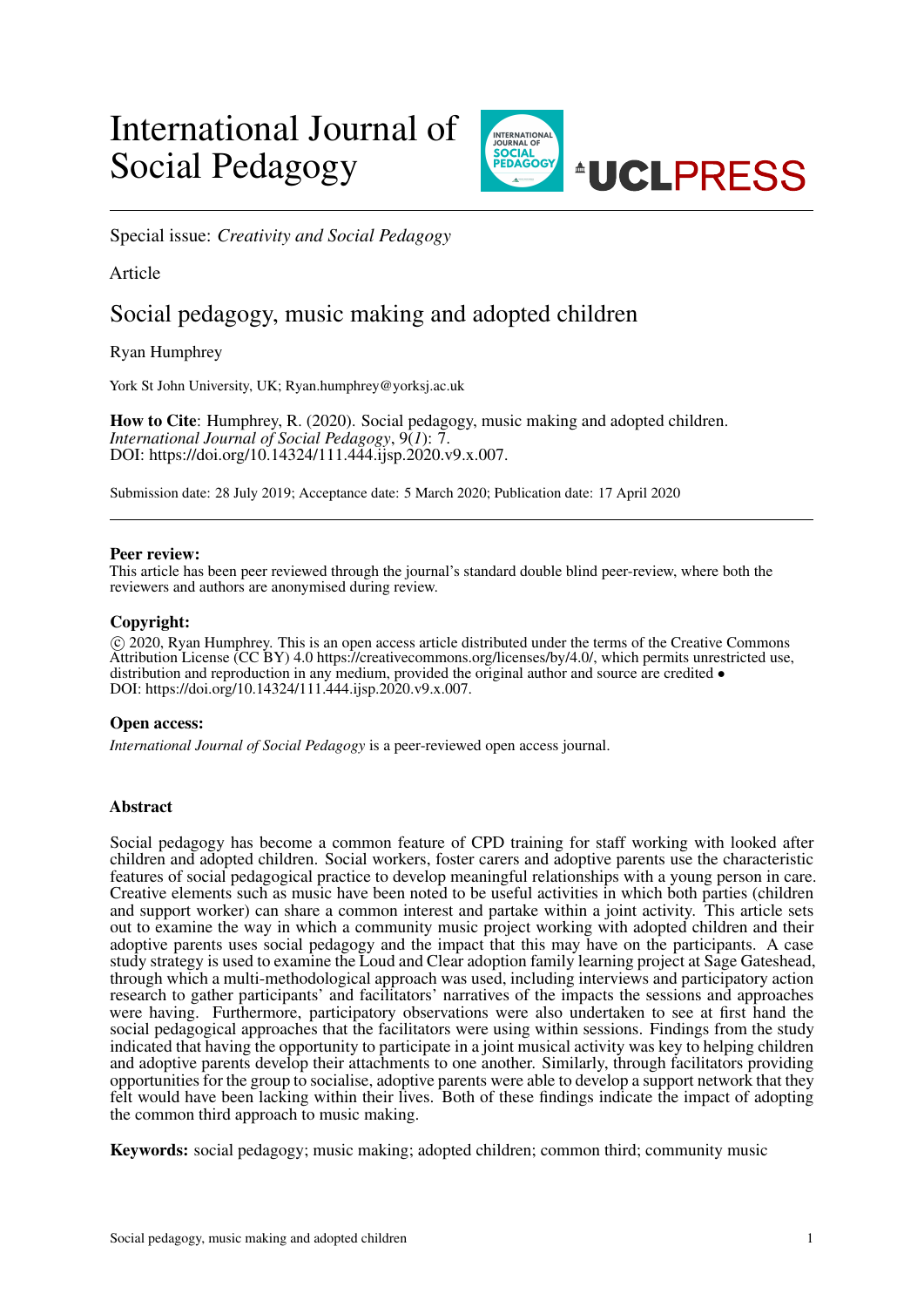# International Journal of Social Pedagogy

Special issue: *Creativity and Social Pedagogy*

Article

## Social pedagogy, music making and adopted children

Ryan Humphrey

York St John University, UK; Ryan.humphrey@yorksj.ac.uk

**How to Cite**: Humphrey, R. (2020). Social pedagogy, music making and adopted children. *International Journal of Social Pedagogy*, 9(*1*): 7. DOI: https://doi.org/10.14324/111.444.ijsp.2020.v9.x.007.

Submission date: 28 July 2019; Acceptance date: 5 March 2020; Publication date: 17 April 2020

**Peer review:**
This article has been peer reviewed through the journal's standard double blind peer-review, where both the reviewers and authors are anonymised during review.

**Copyright:**
© 2020, Ryan Humphrey. This is an open access article distributed under the terms of the Creative Commons Attribution License (CC BY) 4.0 https://creativecommons.org/licenses/by/4.0/, which permits unrestricted use, distribution and reproduction in any medium, provided the original author and source are credited • DOI: https://doi.org/10.14324/111.444.ijsp.2020.v9.x.007.

**Open access:**
*International Journal of Social Pedagogy* is a peer-reviewed open access journal.

### Abstract

Social pedagogy has become a common feature of CPD training for staff working with looked after children and adopted children. Social workers, foster carers and adoptive parents use the characteristic features of social pedagogical practice to develop meaningful relationships with a young person in care. Creative elements such as music have been noted to be useful activities in which both parties (children and support worker) can share a common interest and partake within a joint activity. This article sets out to examine the way in which a community music project working with adopted children and their adoptive parents uses social pedagogy and the impact that this may have on the participants. A case study strategy is used to examine the Loud and Clear adoption family learning project at Sage Gateshead, through which a multi-methodological approach was used, including interviews and participatory action research to gather participants' and facilitators' narratives of the impacts the sessions and approaches were having. Furthermore, participatory observations were also undertaken to see at first hand the social pedagogical approaches that the facilitators were using within sessions. Findings from the study indicated that having the opportunity to participate in a joint musical activity was key to helping children and adoptive parents develop their attachments to one another. Similarly, through facilitators providing opportunities for the group to socialise, adoptive parents were able to develop a support network that they felt would have been lacking within their lives. Both of these findings indicate the impact of adopting the common third approach to music making.

**Keywords:** social pedagogy; music making; adopted children; common third; community music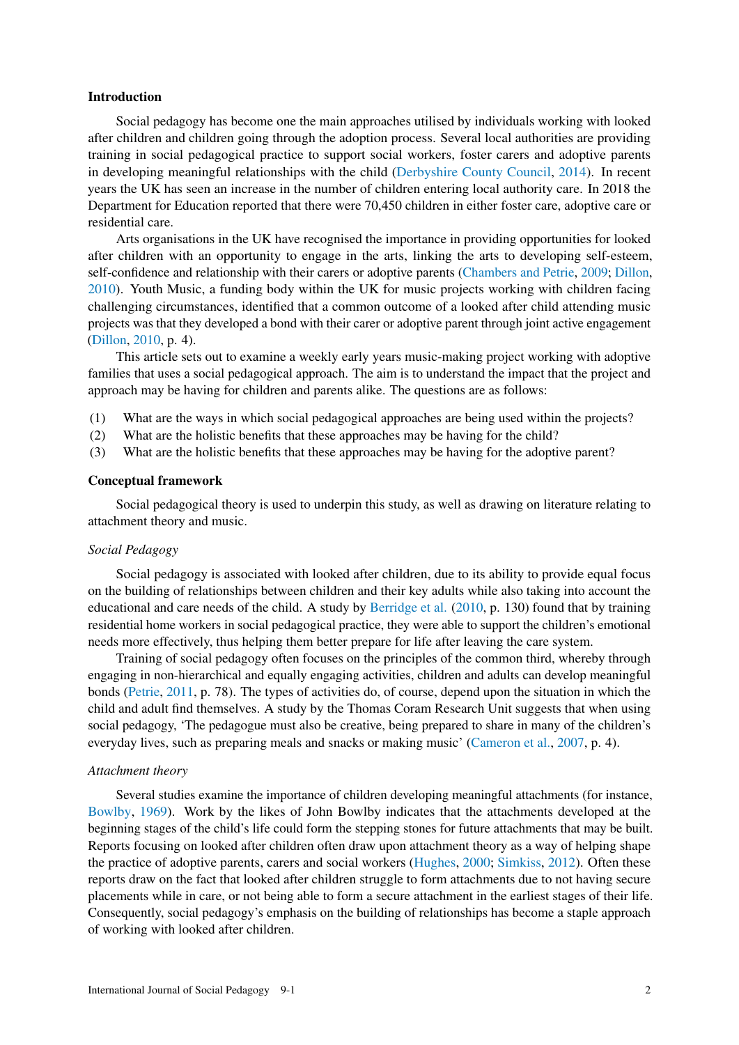## Introduction

Social pedagogy has become one the main approaches utilised by individuals working with looked after children and children going through the adoption process. Several local authorities are providing training in social pedagogical practice to support social workers, foster carers and adoptive parents in developing meaningful relationships with the child (Derbyshire County Council, 2014). In recent years the UK has seen an increase in the number of children entering local authority care. In 2018 the Department for Education reported that there were 70,450 children in either foster care, adoptive care or residential care.

Arts organisations in the UK have recognised the importance in providing opportunities for looked after children with an opportunity to engage in the arts, linking the arts to developing self-esteem, self-confidence and relationship with their carers or adoptive parents (Chambers and Petrie, 2009; Dillon, 2010). Youth Music, a funding body within the UK for music projects working with children facing challenging circumstances, identified that a common outcome of a looked after child attending music projects was that they developed a bond with their carer or adoptive parent through joint active engagement (Dillon, 2010, p. 4).

This article sets out to examine a weekly early years music-making project working with adoptive families that uses a social pedagogical approach. The aim is to understand the impact that the project and approach may be having for children and parents alike. The questions are as follows:

(1) What are the ways in which social pedagogical approaches are being used within the projects?
(2) What are the holistic benefits that these approaches may be having for the child?
(3) What are the holistic benefits that these approaches may be having for the adoptive parent?

## Conceptual framework

Social pedagogical theory is used to underpin this study, as well as drawing on literature relating to attachment theory and music.

### *Social Pedagogy*

Social pedagogy is associated with looked after children, due to its ability to provide equal focus on the building of relationships between children and their key adults while also taking into account the educational and care needs of the child. A study by Berridge et al. (2010, p. 130) found that by training residential home workers in social pedagogical practice, they were able to support the children's emotional needs more effectively, thus helping them better prepare for life after leaving the care system.

Training of social pedagogy often focuses on the principles of the common third, whereby through engaging in non-hierarchical and equally engaging activities, children and adults can develop meaningful bonds (Petrie, 2011, p. 78). The types of activities do, of course, depend upon the situation in which the child and adult find themselves. A study by the Thomas Coram Research Unit suggests that when using social pedagogy, 'The pedagogue must also be creative, being prepared to share in many of the children's everyday lives, such as preparing meals and snacks or making music' (Cameron et al., 2007, p. 4).

### *Attachment theory*

Several studies examine the importance of children developing meaningful attachments (for instance, Bowlby, 1969). Work by the likes of John Bowlby indicates that the attachments developed at the beginning stages of the child's life could form the stepping stones for future attachments that may be built. Reports focusing on looked after children often draw upon attachment theory as a way of helping shape the practice of adoptive parents, carers and social workers (Hughes, 2000; Simkiss, 2012). Often these reports draw on the fact that looked after children struggle to form attachments due to not having secure placements while in care, or not being able to form a secure attachment in the earliest stages of their life. Consequently, social pedagogy's emphasis on the building of relationships has become a staple approach of working with looked after children.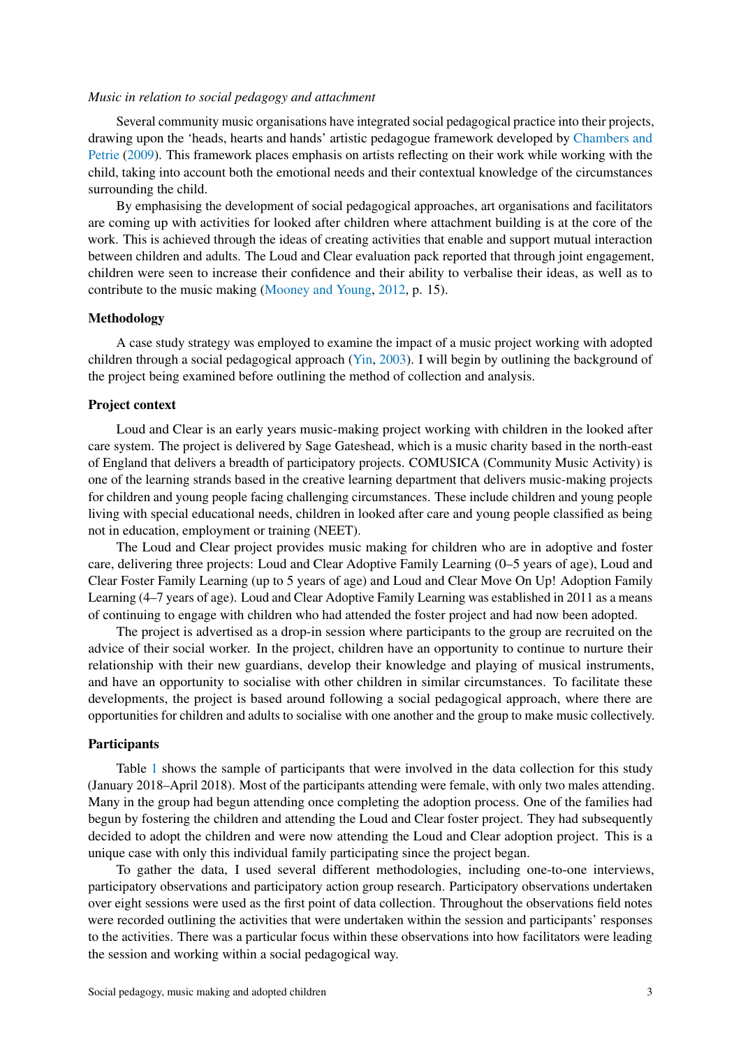*Music in relation to social pedagogy and attachment*

Several community music organisations have integrated social pedagogical practice into their projects, drawing upon the 'heads, hearts and hands' artistic pedagogue framework developed by Chambers and Petrie (2009). This framework places emphasis on artists reflecting on their work while working with the child, taking into account both the emotional needs and their contextual knowledge of the circumstances surrounding the child.

By emphasising the development of social pedagogical approaches, art organisations and facilitators are coming up with activities for looked after children where attachment building is at the core of the work. This is achieved through the ideas of creating activities that enable and support mutual interaction between children and adults. The Loud and Clear evaluation pack reported that through joint engagement, children were seen to increase their confidence and their ability to verbalise their ideas, as well as to contribute to the music making (Mooney and Young, 2012, p. 15).

## Methodology

A case study strategy was employed to examine the impact of a music project working with adopted children through a social pedagogical approach (Yin, 2003). I will begin by outlining the background of the project being examined before outlining the method of collection and analysis.

## Project context

Loud and Clear is an early years music-making project working with children in the looked after care system. The project is delivered by Sage Gateshead, which is a music charity based in the north-east of England that delivers a breadth of participatory projects. COMUSICA (Community Music Activity) is one of the learning strands based in the creative learning department that delivers music-making projects for children and young people facing challenging circumstances. These include children and young people living with special educational needs, children in looked after care and young people classified as being not in education, employment or training (NEET).

The Loud and Clear project provides music making for children who are in adoptive and foster care, delivering three projects: Loud and Clear Adoptive Family Learning (0–5 years of age), Loud and Clear Foster Family Learning (up to 5 years of age) and Loud and Clear Move On Up! Adoption Family Learning (4–7 years of age). Loud and Clear Adoptive Family Learning was established in 2011 as a means of continuing to engage with children who had attended the foster project and had now been adopted.

The project is advertised as a drop-in session where participants to the group are recruited on the advice of their social worker. In the project, children have an opportunity to continue to nurture their relationship with their new guardians, develop their knowledge and playing of musical instruments, and have an opportunity to socialise with other children in similar circumstances. To facilitate these developments, the project is based around following a social pedagogical approach, where there are opportunities for children and adults to socialise with one another and the group to make music collectively.

## Participants

Table 1 shows the sample of participants that were involved in the data collection for this study (January 2018–April 2018). Most of the participants attending were female, with only two males attending. Many in the group had begun attending once completing the adoption process. One of the families had begun by fostering the children and attending the Loud and Clear foster project. They had subsequently decided to adopt the children and were now attending the Loud and Clear adoption project. This is a unique case with only this individual family participating since the project began.

To gather the data, I used several different methodologies, including one-to-one interviews, participatory observations and participatory action group research. Participatory observations undertaken over eight sessions were used as the first point of data collection. Throughout the observations field notes were recorded outlining the activities that were undertaken within the session and participants' responses to the activities. There was a particular focus within these observations into how facilitators were leading the session and working within a social pedagogical way.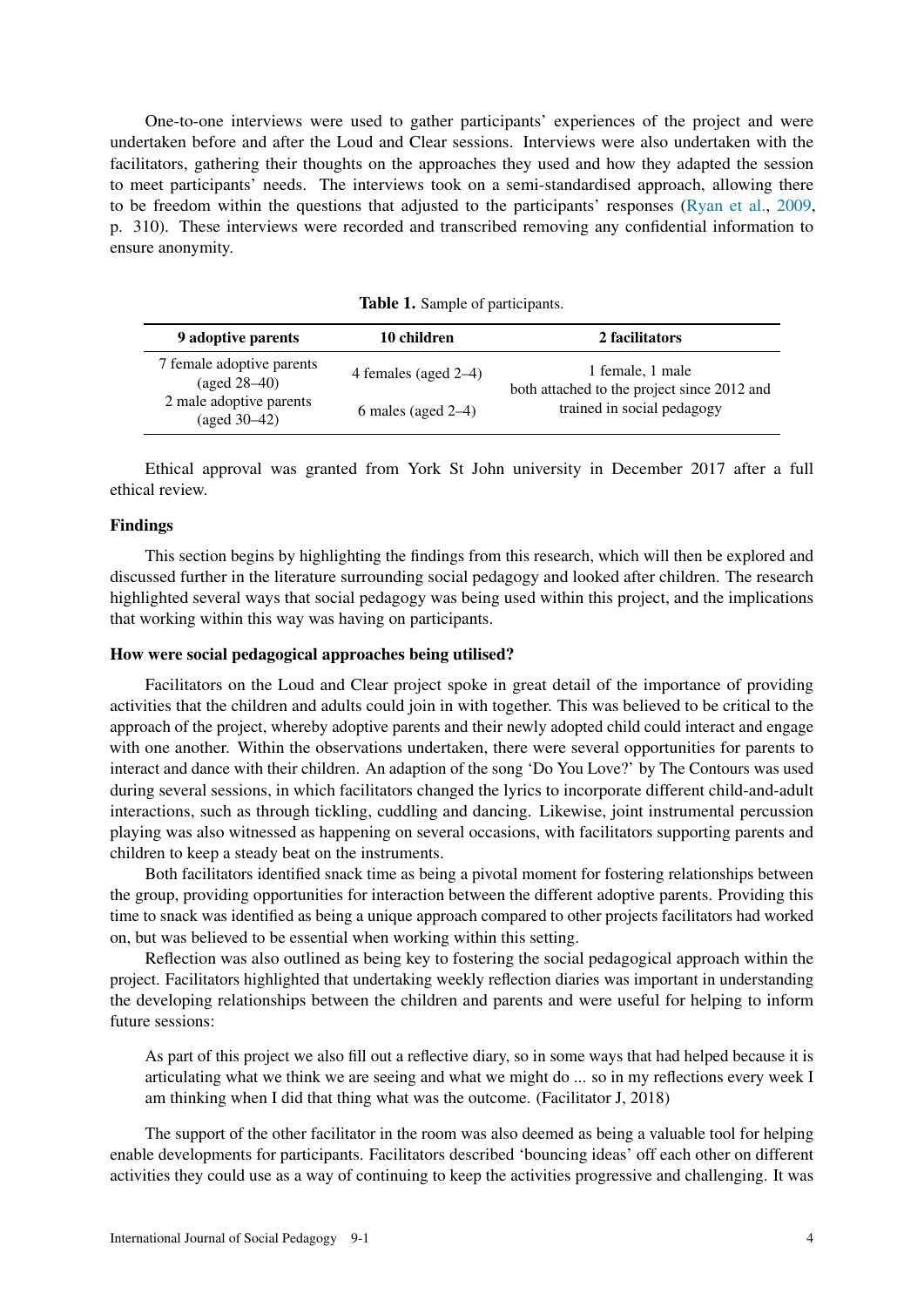One-to-one interviews were used to gather participants' experiences of the project and were undertaken before and after the Loud and Clear sessions. Interviews were also undertaken with the facilitators, gathering their thoughts on the approaches they used and how they adapted the session to meet participants' needs. The interviews took on a semi-standardised approach, allowing there to be freedom within the questions that adjusted to the participants' responses (Ryan et al., 2009, p. 310). These interviews were recorded and transcribed removing any confidential information to ensure anonymity.

**Table 1.** Sample of participants.

| 9 adoptive parents | 10 children | 2 facilitators |
|---|---|---|
| 7 female adoptive parents (aged 28–40) | 4 females (aged 2–4) | 1 female, 1 male both attached to the project since 2012 and trained in social pedagogy |
| 2 male adoptive parents (aged 30–42) | 6 males (aged 2–4) | |

Ethical approval was granted from York St John university in December 2017 after a full ethical review.

## Findings

This section begins by highlighting the findings from this research, which will then be explored and discussed further in the literature surrounding social pedagogy and looked after children. The research highlighted several ways that social pedagogy was being used within this project, and the implications that working within this way was having on participants.

### How were social pedagogical approaches being utilised?

Facilitators on the Loud and Clear project spoke in great detail of the importance of providing activities that the children and adults could join in with together. This was believed to be critical to the approach of the project, whereby adoptive parents and their newly adopted child could interact and engage with one another. Within the observations undertaken, there were several opportunities for parents to interact and dance with their children. An adaption of the song 'Do You Love?' by The Contours was used during several sessions, in which facilitators changed the lyrics to incorporate different child-and-adult interactions, such as through tickling, cuddling and dancing. Likewise, joint instrumental percussion playing was also witnessed as happening on several occasions, with facilitators supporting parents and children to keep a steady beat on the instruments.

Both facilitators identified snack time as being a pivotal moment for fostering relationships between the group, providing opportunities for interaction between the different adoptive parents. Providing this time to snack was identified as being a unique approach compared to other projects facilitators had worked on, but was believed to be essential when working within this setting.

Reflection was also outlined as being key to fostering the social pedagogical approach within the project. Facilitators highlighted that undertaking weekly reflection diaries was important in understanding the developing relationships between the children and parents and were useful for helping to inform future sessions:

> As part of this project we also fill out a reflective diary, so in some ways that had helped because it is articulating what we think we are seeing and what we might do ... so in my reflections every week I am thinking when I did that thing what was the outcome. (Facilitator J, 2018)

The support of the other facilitator in the room was also deemed as being a valuable tool for helping enable developments for participants. Facilitators described 'bouncing ideas' off each other on different activities they could use as a way of continuing to keep the activities progressive and challenging. It was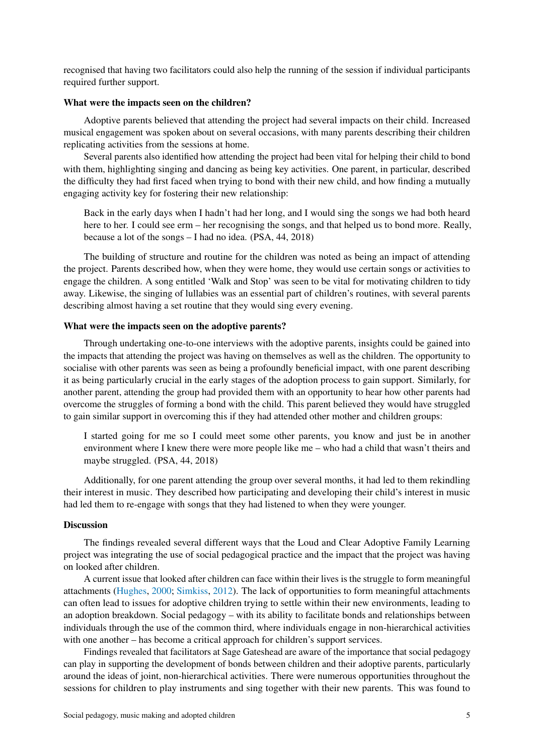recognised that having two facilitators could also help the running of the session if individual participants required further support.

**What were the impacts seen on the children?**

Adoptive parents believed that attending the project had several impacts on their child. Increased musical engagement was spoken about on several occasions, with many parents describing their children replicating activities from the sessions at home.

Several parents also identified how attending the project had been vital for helping their child to bond with them, highlighting singing and dancing as being key activities. One parent, in particular, described the difficulty they had first faced when trying to bond with their new child, and how finding a mutually engaging activity key for fostering their new relationship:

> Back in the early days when I hadn't had her long, and I would sing the songs we had both heard here to her. I could see erm – her recognising the songs, and that helped us to bond more. Really, because a lot of the songs – I had no idea. (PSA, 44, 2018)

The building of structure and routine for the children was noted as being an impact of attending the project. Parents described how, when they were home, they would use certain songs or activities to engage the children. A song entitled 'Walk and Stop' was seen to be vital for motivating children to tidy away. Likewise, the singing of lullabies was an essential part of children's routines, with several parents describing almost having a set routine that they would sing every evening.

**What were the impacts seen on the adoptive parents?**

Through undertaking one-to-one interviews with the adoptive parents, insights could be gained into the impacts that attending the project was having on themselves as well as the children. The opportunity to socialise with other parents was seen as being a profoundly beneficial impact, with one parent describing it as being particularly crucial in the early stages of the adoption process to gain support. Similarly, for another parent, attending the group had provided them with an opportunity to hear how other parents had overcome the struggles of forming a bond with the child. This parent believed they would have struggled to gain similar support in overcoming this if they had attended other mother and children groups:

> I started going for me so I could meet some other parents, you know and just be in another environment where I knew there were more people like me – who had a child that wasn't theirs and maybe struggled. (PSA, 44, 2018)

Additionally, for one parent attending the group over several months, it had led to them rekindling their interest in music. They described how participating and developing their child's interest in music had led them to re-engage with songs that they had listened to when they were younger.

**Discussion**

The findings revealed several different ways that the Loud and Clear Adoptive Family Learning project was integrating the use of social pedagogical practice and the impact that the project was having on looked after children.

A current issue that looked after children can face within their lives is the struggle to form meaningful attachments (Hughes, 2000; Simkiss, 2012). The lack of opportunities to form meaningful attachments can often lead to issues for adoptive children trying to settle within their new environments, leading to an adoption breakdown. Social pedagogy – with its ability to facilitate bonds and relationships between individuals through the use of the common third, where individuals engage in non-hierarchical activities with one another – has become a critical approach for children's support services.

Findings revealed that facilitators at Sage Gateshead are aware of the importance that social pedagogy can play in supporting the development of bonds between children and their adoptive parents, particularly around the ideas of joint, non-hierarchical activities. There were numerous opportunities throughout the sessions for children to play instruments and sing together with their new parents. This was found to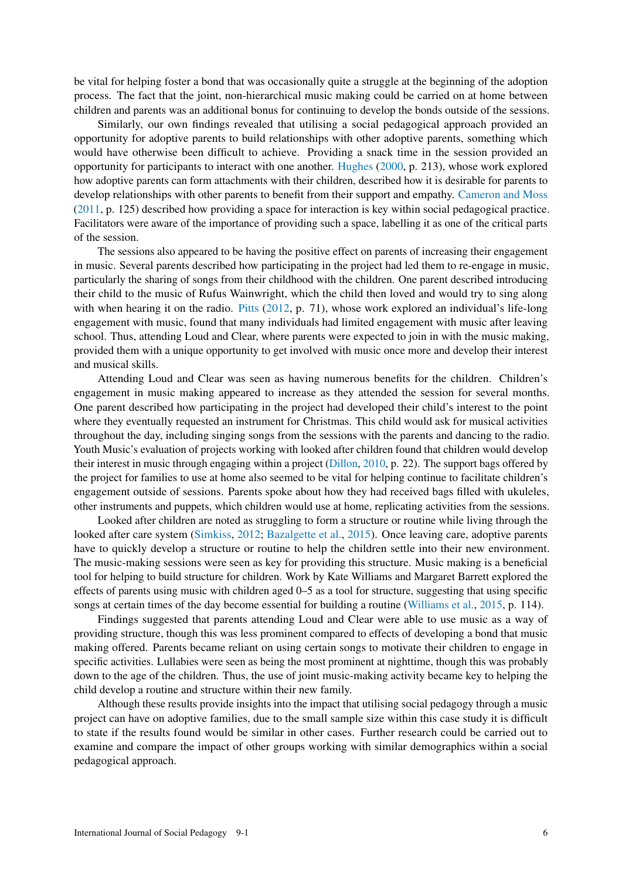be vital for helping foster a bond that was occasionally quite a struggle at the beginning of the adoption process. The fact that the joint, non-hierarchical music making could be carried on at home between children and parents was an additional bonus for continuing to develop the bonds outside of the sessions.

Similarly, our own findings revealed that utilising a social pedagogical approach provided an opportunity for adoptive parents to build relationships with other adoptive parents, something which would have otherwise been difficult to achieve. Providing a snack time in the session provided an opportunity for participants to interact with one another. Hughes (2000, p. 213), whose work explored how adoptive parents can form attachments with their children, described how it is desirable for parents to develop relationships with other parents to benefit from their support and empathy. Cameron and Moss (2011, p. 125) described how providing a space for interaction is key within social pedagogical practice. Facilitators were aware of the importance of providing such a space, labelling it as one of the critical parts of the session.

The sessions also appeared to be having the positive effect on parents of increasing their engagement in music. Several parents described how participating in the project had led them to re-engage in music, particularly the sharing of songs from their childhood with the children. One parent described introducing their child to the music of Rufus Wainwright, which the child then loved and would try to sing along with when hearing it on the radio. Pitts (2012, p. 71), whose work explored an individual's life-long engagement with music, found that many individuals had limited engagement with music after leaving school. Thus, attending Loud and Clear, where parents were expected to join in with the music making, provided them with a unique opportunity to get involved with music once more and develop their interest and musical skills.

Attending Loud and Clear was seen as having numerous benefits for the children. Children's engagement in music making appeared to increase as they attended the session for several months. One parent described how participating in the project had developed their child's interest to the point where they eventually requested an instrument for Christmas. This child would ask for musical activities throughout the day, including singing songs from the sessions with the parents and dancing to the radio. Youth Music's evaluation of projects working with looked after children found that children would develop their interest in music through engaging within a project (Dillon, 2010, p. 22). The support bags offered by the project for families to use at home also seemed to be vital for helping continue to facilitate children's engagement outside of sessions. Parents spoke about how they had received bags filled with ukuleles, other instruments and puppets, which children would use at home, replicating activities from the sessions.

Looked after children are noted as struggling to form a structure or routine while living through the looked after care system (Simkiss, 2012; Bazalgette et al., 2015). Once leaving care, adoptive parents have to quickly develop a structure or routine to help the children settle into their new environment. The music-making sessions were seen as key for providing this structure. Music making is a beneficial tool for helping to build structure for children. Work by Kate Williams and Margaret Barrett explored the effects of parents using music with children aged 0–5 as a tool for structure, suggesting that using specific songs at certain times of the day become essential for building a routine (Williams et al., 2015, p. 114).

Findings suggested that parents attending Loud and Clear were able to use music as a way of providing structure, though this was less prominent compared to effects of developing a bond that music making offered. Parents became reliant on using certain songs to motivate their children to engage in specific activities. Lullabies were seen as being the most prominent at nighttime, though this was probably down to the age of the children. Thus, the use of joint music-making activity became key to helping the child develop a routine and structure within their new family.

Although these results provide insights into the impact that utilising social pedagogy through a music project can have on adoptive families, due to the small sample size within this case study it is difficult to state if the results found would be similar in other cases. Further research could be carried out to examine and compare the impact of other groups working with similar demographics within a social pedagogical approach.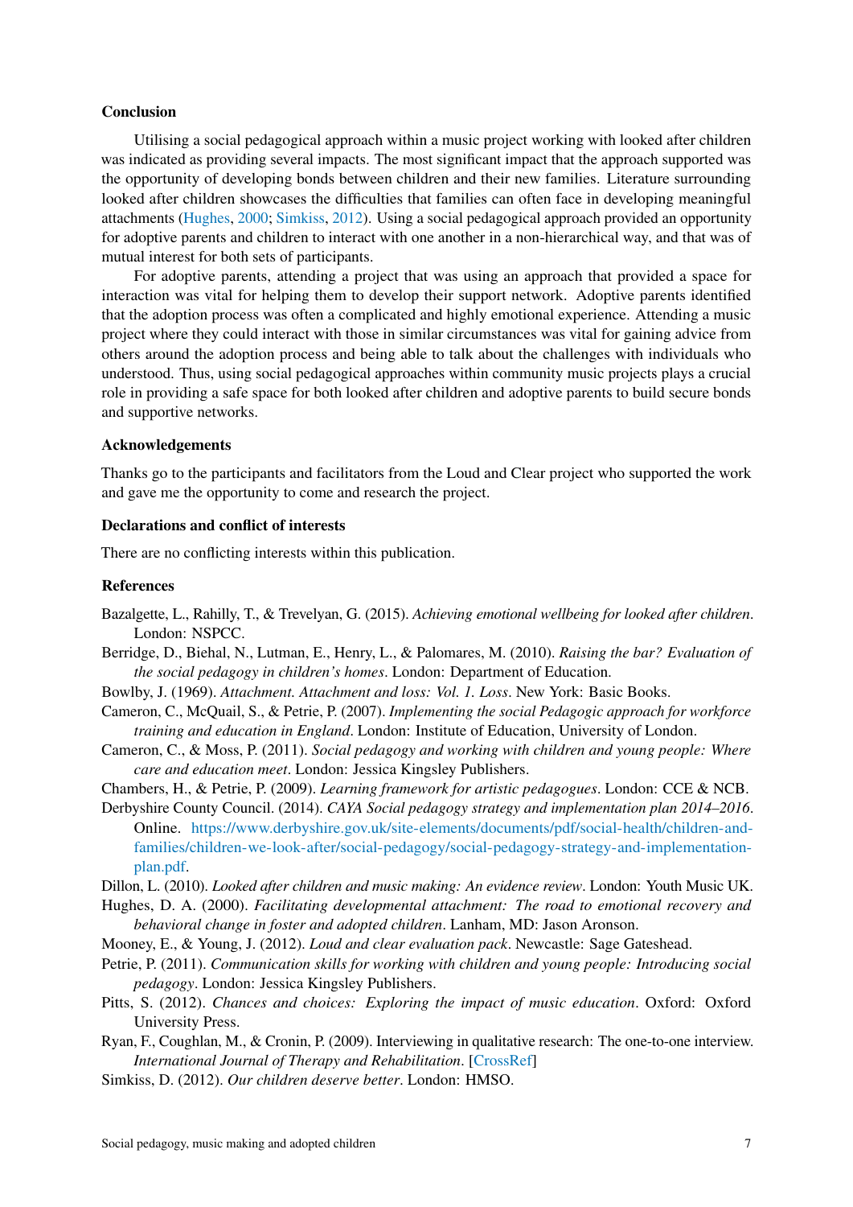## Conclusion

Utilising a social pedagogical approach within a music project working with looked after children was indicated as providing several impacts. The most significant impact that the approach supported was the opportunity of developing bonds between children and their new families. Literature surrounding looked after children showcases the difficulties that families can often face in developing meaningful attachments (Hughes, 2000; Simkiss, 2012). Using a social pedagogical approach provided an opportunity for adoptive parents and children to interact with one another in a non-hierarchical way, and that was of mutual interest for both sets of participants.

For adoptive parents, attending a project that was using an approach that provided a space for interaction was vital for helping them to develop their support network. Adoptive parents identified that the adoption process was often a complicated and highly emotional experience. Attending a music project where they could interact with those in similar circumstances was vital for gaining advice from others around the adoption process and being able to talk about the challenges with individuals who understood. Thus, using social pedagogical approaches within community music projects plays a crucial role in providing a safe space for both looked after children and adoptive parents to build secure bonds and supportive networks.

## Acknowledgements

Thanks go to the participants and facilitators from the Loud and Clear project who supported the work and gave me the opportunity to come and research the project.

## Declarations and conflict of interests

There are no conflicting interests within this publication.

## References

Bazalgette, L., Rahilly, T., & Trevelyan, G. (2015). *Achieving emotional wellbeing for looked after children*. London: NSPCC.

Berridge, D., Biehal, N., Lutman, E., Henry, L., & Palomares, M. (2010). *Raising the bar? Evaluation of the social pedagogy in children's homes*. London: Department of Education.

Bowlby, J. (1969). *Attachment. Attachment and loss: Vol. 1. Loss*. New York: Basic Books.

Cameron, C., McQuail, S., & Petrie, P. (2007). *Implementing the social Pedagogic approach for workforce training and education in England*. London: Institute of Education, University of London.

Cameron, C., & Moss, P. (2011). *Social pedagogy and working with children and young people: Where care and education meet*. London: Jessica Kingsley Publishers.

Chambers, H., & Petrie, P. (2009). *Learning framework for artistic pedagogues*. London: CCE & NCB.

Derbyshire County Council. (2014). *CAYA Social pedagogy strategy and implementation plan 2014–2016*. Online. https://www.derbyshire.gov.uk/site-elements/documents/pdf/social-health/children-and-families/children-we-look-after/social-pedagogy/social-pedagogy-strategy-and-implementation-plan.pdf.

Dillon, L. (2010). *Looked after children and music making: An evidence review*. London: Youth Music UK.

Hughes, D. A. (2000). *Facilitating developmental attachment: The road to emotional recovery and behavioral change in foster and adopted children*. Lanham, MD: Jason Aronson.

Mooney, E., & Young, J. (2012). *Loud and clear evaluation pack*. Newcastle: Sage Gateshead.

Petrie, P. (2011). *Communication skills for working with children and young people: Introducing social pedagogy*. London: Jessica Kingsley Publishers.

Pitts, S. (2012). *Chances and choices: Exploring the impact of music education*. Oxford: Oxford University Press.

Ryan, F., Coughlan, M., & Cronin, P. (2009). Interviewing in qualitative research: The one-to-one interview. *International Journal of Therapy and Rehabilitation*. [CrossRef]

Simkiss, D. (2012). *Our children deserve better*. London: HMSO.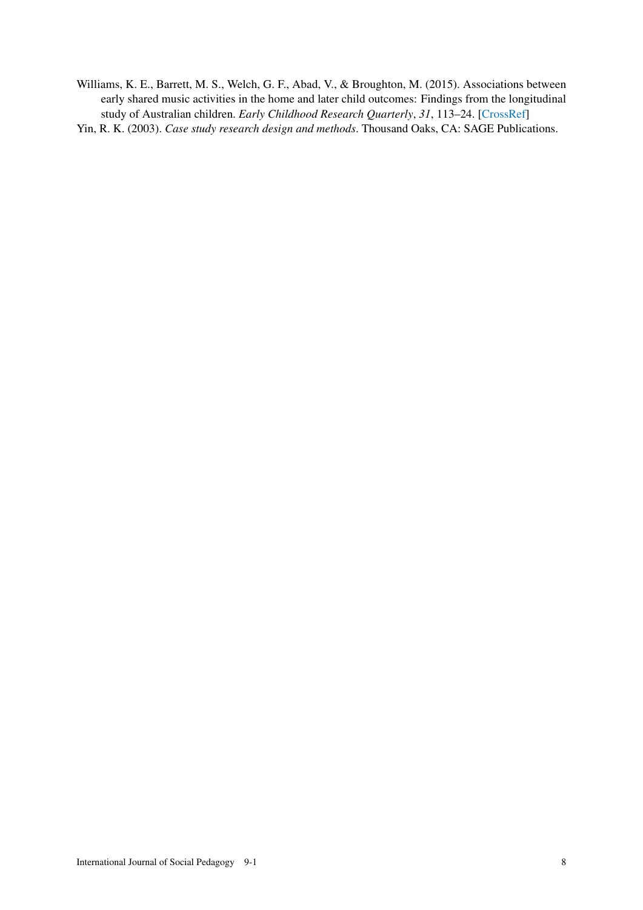Williams, K. E., Barrett, M. S., Welch, G. F., Abad, V., & Broughton, M. (2015). Associations between early shared music activities in the home and later child outcomes: Findings from the longitudinal study of Australian children. *Early Childhood Research Quarterly*, *31*, 113–24. [CrossRef]

Yin, R. K. (2003). *Case study research design and methods*. Thousand Oaks, CA: SAGE Publications.